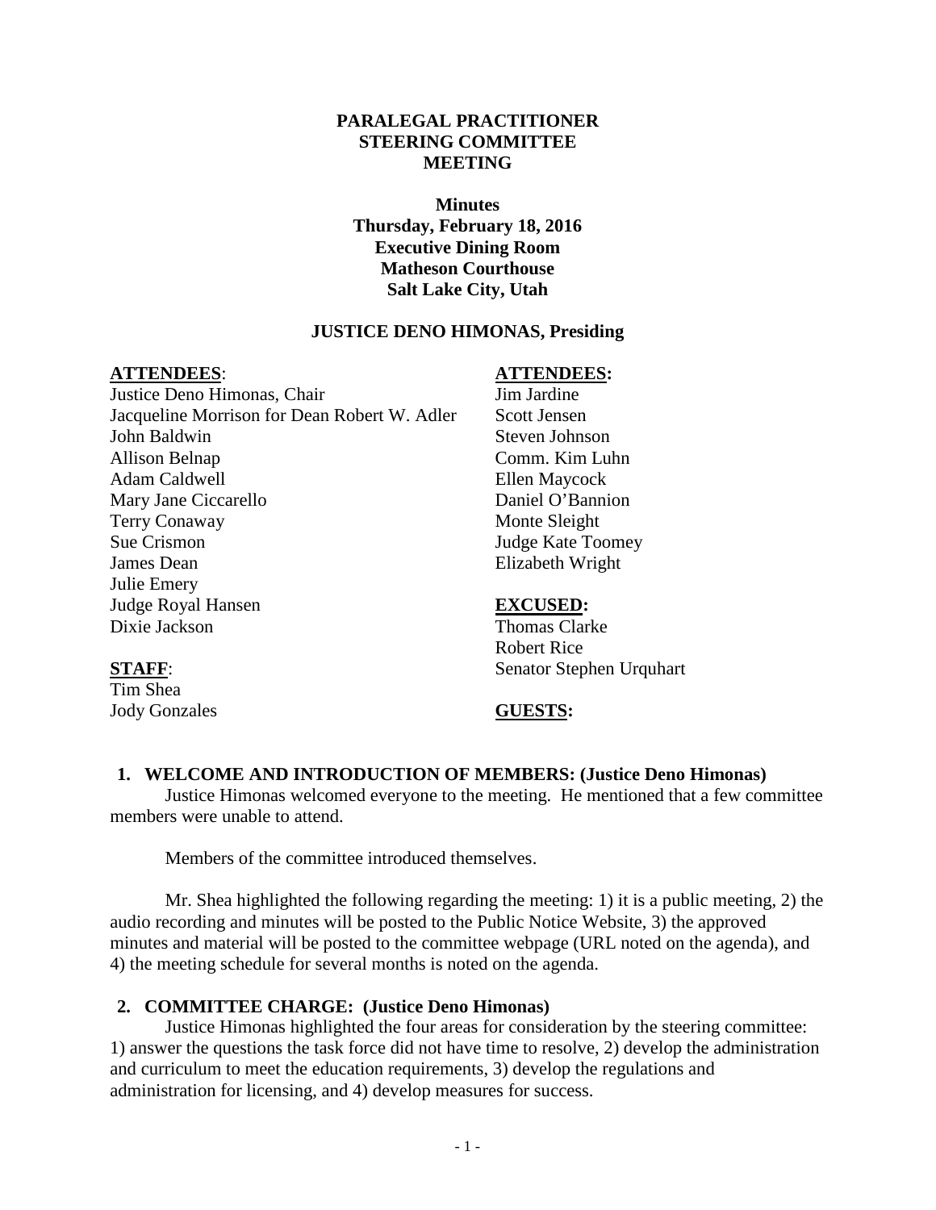**PARALEGAL PRACTITIONER STEERING COMMITTEE MEETING**

**Minutes**
**Thursday, February 18, 2016**
**Executive Dining Room**
**Matheson Courthouse**
**Salt Lake City, Utah**

**JUSTICE DENO HIMONAS, Presiding**

**ATTENDEES**:
Justice Deno Himonas, Chair
Jacqueline Morrison for Dean Robert W. Adler
John Baldwin
Allison Belnap
Adam Caldwell
Mary Jane Ciccarello
Terry Conaway
Sue Crismon
James Dean
Julie Emery
Judge Royal Hansen
Dixie Jackson
Jim Jardine
Scott Jensen
Steven Johnson
Comm. Kim Luhn
Ellen Maycock
Daniel O'Bannion
Monte Sleight
Judge Kate Toomey
Elizabeth Wright

**EXCUSED:**
Thomas Clarke
Robert Rice
Senator Stephen Urquhart

**STAFF**:
Tim Shea
Jody Gonzales

**GUESTS:**

## 1. WELCOME AND INTRODUCTION OF MEMBERS: (Justice Deno Himonas)

Justice Himonas welcomed everyone to the meeting. He mentioned that a few committee members were unable to attend.

Members of the committee introduced themselves.

Mr. Shea highlighted the following regarding the meeting: 1) it is a public meeting, 2) the audio recording and minutes will be posted to the Public Notice Website, 3) the approved minutes and material will be posted to the committee webpage (URL noted on the agenda), and 4) the meeting schedule for several months is noted on the agenda.

## 2. COMMITTEE CHARGE: (Justice Deno Himonas)

Justice Himonas highlighted the four areas for consideration by the steering committee: 1) answer the questions the task force did not have time to resolve, 2) develop the administration and curriculum to meet the education requirements, 3) develop the regulations and administration for licensing, and 4) develop measures for success.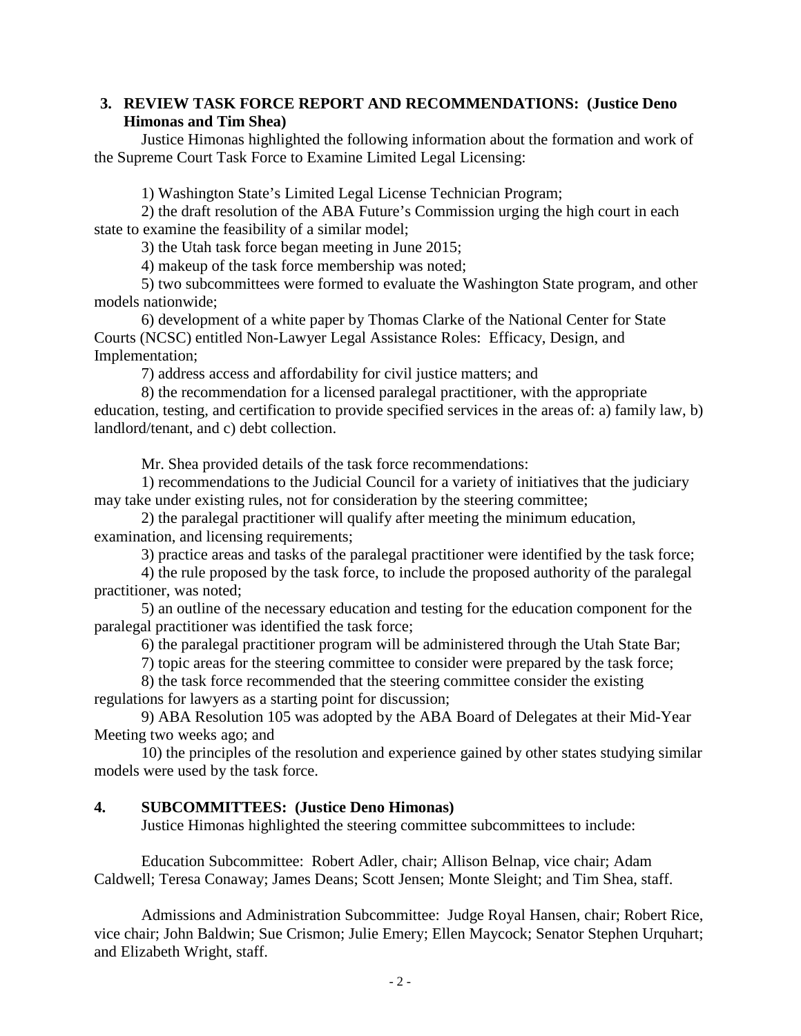**3. REVIEW TASK FORCE REPORT AND RECOMMENDATIONS: (Justice Deno Himonas and Tim Shea)**

Justice Himonas highlighted the following information about the formation and work of the Supreme Court Task Force to Examine Limited Legal Licensing:

1) Washington State's Limited Legal License Technician Program;

2) the draft resolution of the ABA Future's Commission urging the high court in each state to examine the feasibility of a similar model;

3) the Utah task force began meeting in June 2015;

4) makeup of the task force membership was noted;

5) two subcommittees were formed to evaluate the Washington State program, and other models nationwide;

6) development of a white paper by Thomas Clarke of the National Center for State Courts (NCSC) entitled Non-Lawyer Legal Assistance Roles: Efficacy, Design, and Implementation;

7) address access and affordability for civil justice matters; and

8) the recommendation for a licensed paralegal practitioner, with the appropriate education, testing, and certification to provide specified services in the areas of: a) family law, b) landlord/tenant, and c) debt collection.

Mr. Shea provided details of the task force recommendations:

1) recommendations to the Judicial Council for a variety of initiatives that the judiciary may take under existing rules, not for consideration by the steering committee;

2) the paralegal practitioner will qualify after meeting the minimum education, examination, and licensing requirements;

3) practice areas and tasks of the paralegal practitioner were identified by the task force;

4) the rule proposed by the task force, to include the proposed authority of the paralegal practitioner, was noted;

5) an outline of the necessary education and testing for the education component for the paralegal practitioner was identified the task force;

6) the paralegal practitioner program will be administered through the Utah State Bar;

7) topic areas for the steering committee to consider were prepared by the task force;

8) the task force recommended that the steering committee consider the existing regulations for lawyers as a starting point for discussion;

9) ABA Resolution 105 was adopted by the ABA Board of Delegates at their Mid-Year Meeting two weeks ago; and

10) the principles of the resolution and experience gained by other states studying similar models were used by the task force.

**4. SUBCOMMITTEES: (Justice Deno Himonas)**

Justice Himonas highlighted the steering committee subcommittees to include:

Education Subcommittee: Robert Adler, chair; Allison Belnap, vice chair; Adam Caldwell; Teresa Conaway; James Deans; Scott Jensen; Monte Sleight; and Tim Shea, staff.

Admissions and Administration Subcommittee: Judge Royal Hansen, chair; Robert Rice, vice chair; John Baldwin; Sue Crismon; Julie Emery; Ellen Maycock; Senator Stephen Urquhart; and Elizabeth Wright, staff.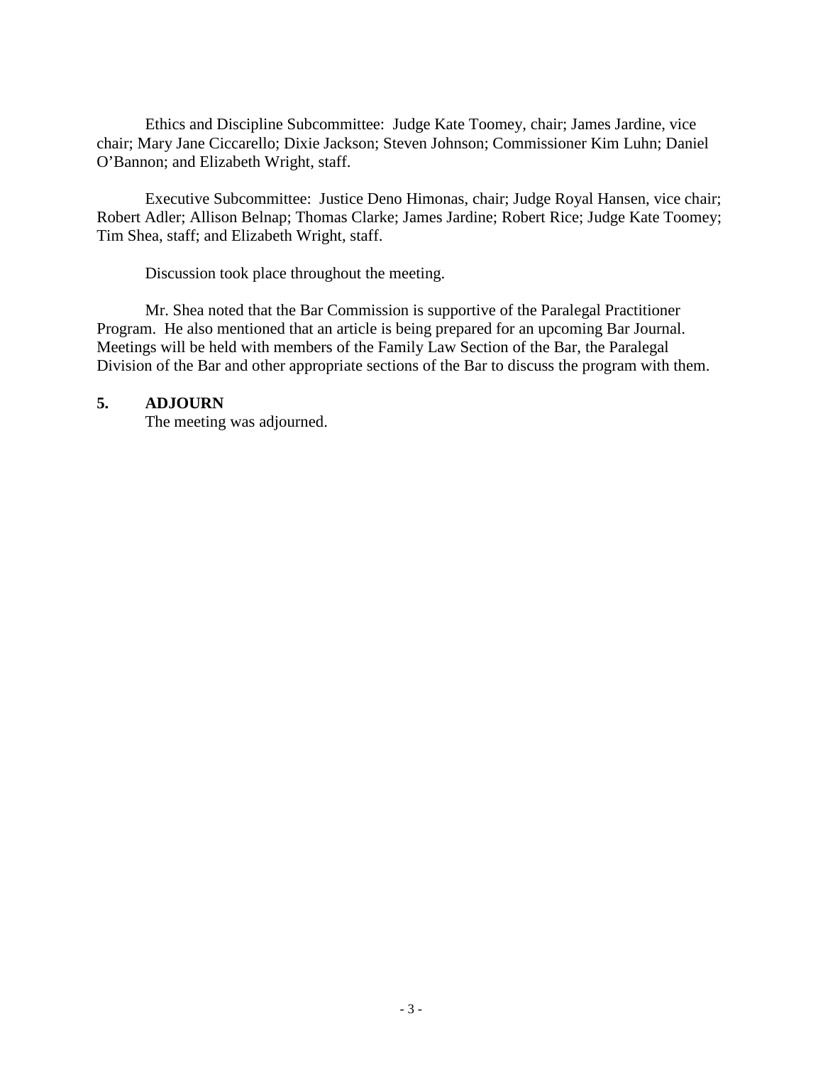Ethics and Discipline Subcommittee: Judge Kate Toomey, chair; James Jardine, vice chair; Mary Jane Ciccarello; Dixie Jackson; Steven Johnson; Commissioner Kim Luhn; Daniel O'Bannon; and Elizabeth Wright, staff.

Executive Subcommittee: Justice Deno Himonas, chair; Judge Royal Hansen, vice chair; Robert Adler; Allison Belnap; Thomas Clarke; James Jardine; Robert Rice; Judge Kate Toomey; Tim Shea, staff; and Elizabeth Wright, staff.

Discussion took place throughout the meeting.

Mr. Shea noted that the Bar Commission is supportive of the Paralegal Practitioner Program. He also mentioned that an article is being prepared for an upcoming Bar Journal. Meetings will be held with members of the Family Law Section of the Bar, the Paralegal Division of the Bar and other appropriate sections of the Bar to discuss the program with them.

**5. ADJOURN**

The meeting was adjourned.